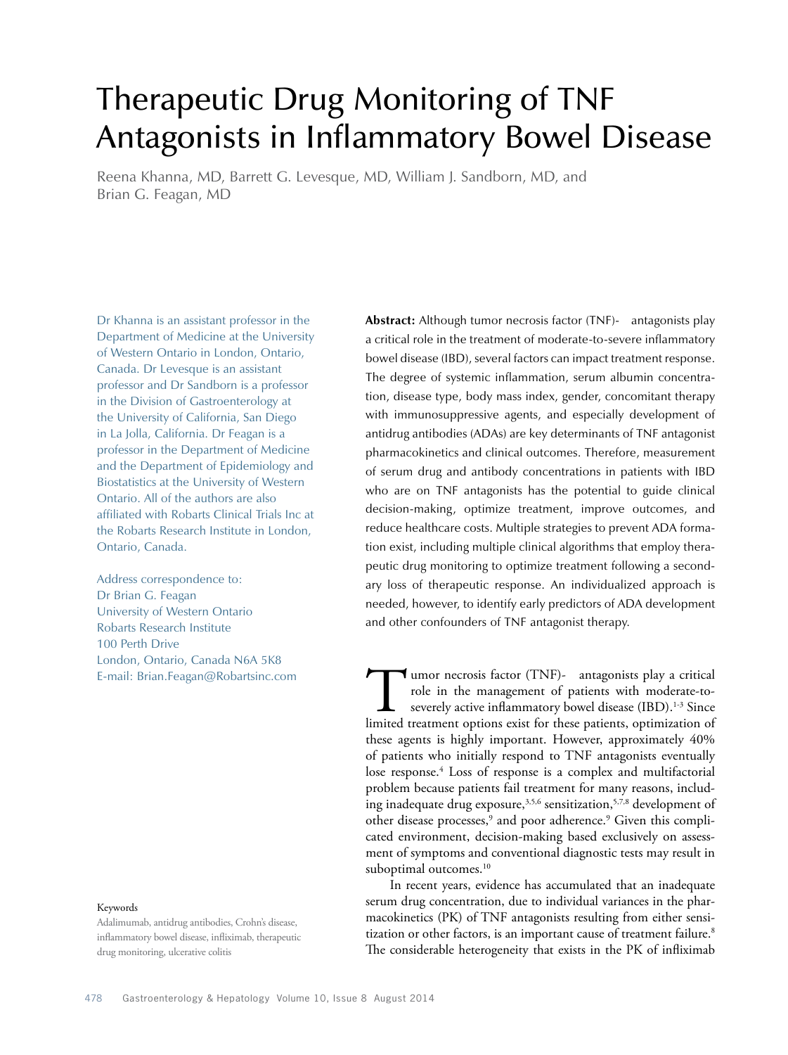# Therapeutic Drug Monitoring of TNF Antagonists in Inflammatory Bowel Disease

Reena Khanna, MD, Barrett G. Levesque, MD, William J. Sandborn, MD, and Brian G. Feagan, MD

Dr Khanna is an assistant professor in the Department of Medicine at the University of Western Ontario in London, Ontario, Canada. Dr Levesque is an assistant professor and Dr Sandborn is a professor in the Division of Gastroenterology at the University of California, San Diego in La Jolla, California. Dr Feagan is a professor in the Department of Medicine and the Department of Epidemiology and Biostatistics at the University of Western Ontario. All of the authors are also affiliated with Robarts Clinical Trials Inc at the Robarts Research Institute in London, Ontario, Canada.

Address correspondence to:
Dr Brian G. Feagan
University of Western Ontario
Robarts Research Institute
100 Perth Drive
London, Ontario, Canada N6A 5K8
E-mail: Brian.Feagan@Robartsinc.com

**Abstract:** Although tumor necrosis factor (TNF)- antagonists play a critical role in the treatment of moderate-to-severe inflammatory bowel disease (IBD), several factors can impact treatment response. The degree of systemic inflammation, serum albumin concentration, disease type, body mass index, gender, concomitant therapy with immunosuppressive agents, and especially development of antidrug antibodies (ADAs) are key determinants of TNF antagonist pharmacokinetics and clinical outcomes. Therefore, measurement of serum drug and antibody concentrations in patients with IBD who are on TNF antagonists has the potential to guide clinical decision-making, optimize treatment, improve outcomes, and reduce healthcare costs. Multiple strategies to prevent ADA formation exist, including multiple clinical algorithms that employ therapeutic drug monitoring to optimize treatment following a secondary loss of therapeutic response. An individualized approach is needed, however, to identify early predictors of ADA development and other confounders of TNF antagonist therapy.

Tumor necrosis factor (TNF)- antagonists play a critical role in the management of patients with moderate-to-severely active inflammatory bowel disease (IBD).[1-3] Since limited treatment options exist for these patients, optimization of these agents is highly important. However, approximately 40% of patients who initially respond to TNF antagonists eventually lose response.[4] Loss of response is a complex and multifactorial problem because patients fail treatment for many reasons, including inadequate drug exposure,[3,5,6] sensitization,[5,7,8] development of other disease processes,[9] and poor adherence.[9] Given this complicated environment, decision-making based exclusively on assessment of symptoms and conventional diagnostic tests may result in suboptimal outcomes.[10]

In recent years, evidence has accumulated that an inadequate serum drug concentration, due to individual variances in the pharmacokinetics (PK) of TNF antagonists resulting from either sensitization or other factors, is an important cause of treatment failure.[8] The considerable heterogeneity that exists in the PK of infliximab

Keywords

Adalimumab, antidrug antibodies, Crohn's disease, inflammatory bowel disease, infliximab, therapeutic drug monitoring, ulcerative colitis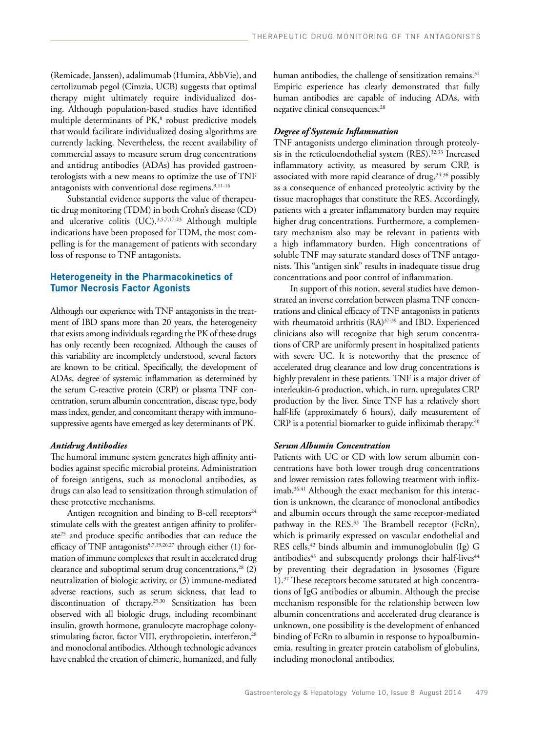(Remicade, Janssen), adalimumab (Humira, AbbVie), and certolizumab pegol (Cimzia, UCB) suggests that optimal therapy might ultimately require individualized dosing. Although population-based studies have identified multiple determinants of PK,[8] robust predictive models that would facilitate individualized dosing algorithms are currently lacking. Nevertheless, the recent availability of commercial assays to measure serum drug concentrations and antidrug antibodies (ADAs) has provided gastroenterologists with a new means to optimize the use of TNF antagonists with conventional dose regimens.[9,11-16]

Substantial evidence supports the value of therapeutic drug monitoring (TDM) in both Crohn's disease (CD) and ulcerative colitis (UC).[3,5,7,17-23] Although multiple indications have been proposed for TDM, the most compelling is for the management of patients with secondary loss of response to TNF antagonists.

## Heterogeneity in the Pharmacokinetics of Tumor Necrosis Factor Agonists

Although our experience with TNF antagonists in the treatment of IBD spans more than 20 years, the heterogeneity that exists among individuals regarding the PK of these drugs has only recently been recognized. Although the causes of this variability are incompletely understood, several factors are known to be critical. Specifically, the development of ADAs, degree of systemic inflammation as determined by the serum C-reactive protein (CRP) or plasma TNF concentration, serum albumin concentration, disease type, body mass index, gender, and concomitant therapy with immunosuppressive agents have emerged as key determinants of PK.

### *Antidrug Antibodies*

The humoral immune system generates high affinity antibodies against specific microbial proteins. Administration of foreign antigens, such as monoclonal antibodies, as drugs can also lead to sensitization through stimulation of these protective mechanisms.

Antigen recognition and binding to B-cell receptors[24] stimulate cells with the greatest antigen affinity to proliferate[25] and produce specific antibodies that can reduce the efficacy of TNF antagonists[5,7,19,26,27] through either (1) formation of immune complexes that result in accelerated drug clearance and suboptimal serum drug concentrations,[28] (2) neutralization of biologic activity, or (3) immune-mediated adverse reactions, such as serum sickness, that lead to discontinuation of therapy.[29,30] Sensitization has been observed with all biologic drugs, including recombinant insulin, growth hormone, granulocyte macrophage colony-stimulating factor, factor VIII, erythropoietin, interferon,[28] and monoclonal antibodies. Although technologic advances have enabled the creation of chimeric, humanized, and fully human antibodies, the challenge of sensitization remains.[31] Empiric experience has clearly demonstrated that fully human antibodies are capable of inducing ADAs, with negative clinical consequences.[28]

### *Degree of Systemic Inflammation*

TNF antagonists undergo elimination through proteolysis in the reticuloendothelial system (RES).[32,33] Increased inflammatory activity, as measured by serum CRP, is associated with more rapid clearance of drug,[34-36] possibly as a consequence of enhanced proteolytic activity by the tissue macrophages that constitute the RES. Accordingly, patients with a greater inflammatory burden may require higher drug concentrations. Furthermore, a complementary mechanism also may be relevant in patients with a high inflammatory burden. High concentrations of soluble TNF may saturate standard doses of TNF antagonists. This "antigen sink" results in inadequate tissue drug concentrations and poor control of inflammation.

In support of this notion, several studies have demonstrated an inverse correlation between plasma TNF concentrations and clinical efficacy of TNF antagonists in patients with rheumatoid arthritis (RA)[37-39] and IBD. Experienced clinicians also will recognize that high serum concentrations of CRP are uniformly present in hospitalized patients with severe UC. It is noteworthy that the presence of accelerated drug clearance and low drug concentrations is highly prevalent in these patients. TNF is a major driver of interleukin-6 production, which, in turn, upregulates CRP production by the liver. Since TNF has a relatively short half-life (approximately 6 hours), daily measurement of CRP is a potential biomarker to guide infliximab therapy.[40]

### *Serum Albumin Concentration*

Patients with UC or CD with low serum albumin concentrations have both lower trough drug concentrations and lower remission rates following treatment with infliximab.[36,41] Although the exact mechanism for this interaction is unknown, the clearance of monoclonal antibodies and albumin occurs through the same receptor-mediated pathway in the RES.[33] The Brambell receptor (FcRn), which is primarily expressed on vascular endothelial and RES cells,[42] binds albumin and immunoglobulin (Ig) G antibodies[43] and subsequently prolongs their half-lives[44] by preventing their degradation in lysosomes (Figure 1).[32] These receptors become saturated at high concentrations of IgG antibodies or albumin. Although the precise mechanism responsible for the relationship between low albumin concentrations and accelerated drug clearance is unknown, one possibility is the development of enhanced binding of FcRn to albumin in response to hypoalbuminemia, resulting in greater protein catabolism of globulins, including monoclonal antibodies.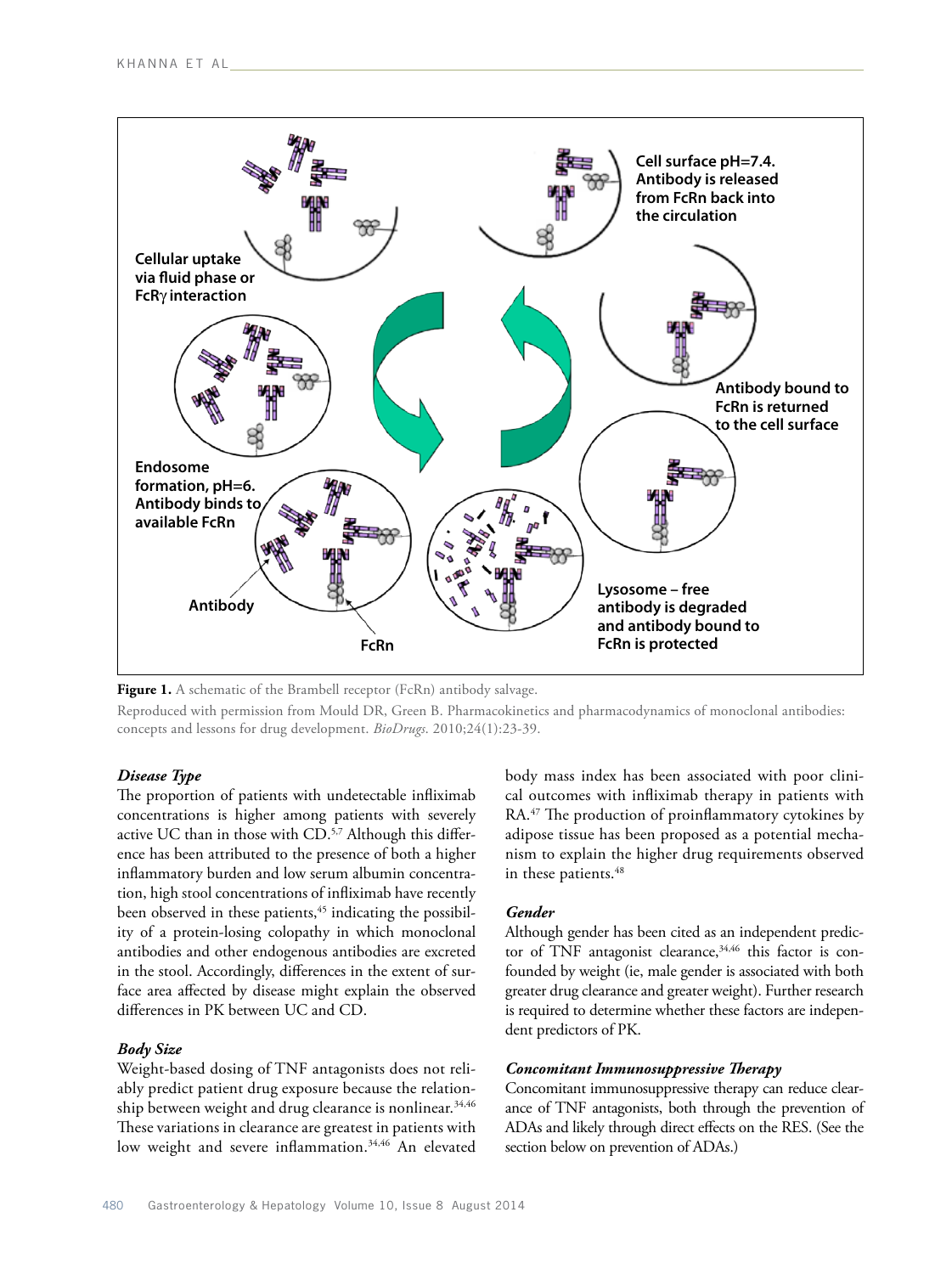**Figure 1.** A schematic of the Brambell receptor (FcRn) antibody salvage.

Reproduced with permission from Mould DR, Green B. Pharmacokinetics and pharmacodynamics of monoclonal antibodies: concepts and lessons for drug development. *BioDrugs*. 2010;24(1):23-39.

### *Disease Type*

The proportion of patients with undetectable infliximab concentrations is higher among patients with severely active UC than in those with CD.[5,7] Although this difference has been attributed to the presence of both a higher inflammatory burden and low serum albumin concentration, high stool concentrations of infliximab have recently been observed in these patients,[45] indicating the possibility of a protein-losing colopathy in which monoclonal antibodies and other endogenous antibodies are excreted in the stool. Accordingly, differences in the extent of surface area affected by disease might explain the observed differences in PK between UC and CD.

### *Body Size*

Weight-based dosing of TNF antagonists does not reliably predict patient drug exposure because the relationship between weight and drug clearance is nonlinear.[34,46] These variations in clearance are greatest in patients with low weight and severe inflammation.[34,46] An elevated body mass index has been associated with poor clinical outcomes with infliximab therapy in patients with RA.[47] The production of proinflammatory cytokines by adipose tissue has been proposed as a potential mechanism to explain the higher drug requirements observed in these patients.[48]

### *Gender*

Although gender has been cited as an independent predictor of TNF antagonist clearance,[34,46] this factor is confounded by weight (ie, male gender is associated with both greater drug clearance and greater weight). Further research is required to determine whether these factors are independent predictors of PK.

### *Concomitant Immunosuppressive Therapy*

Concomitant immunosuppressive therapy can reduce clearance of TNF antagonists, both through the prevention of ADAs and likely through direct effects on the RES. (See the section below on prevention of ADAs.)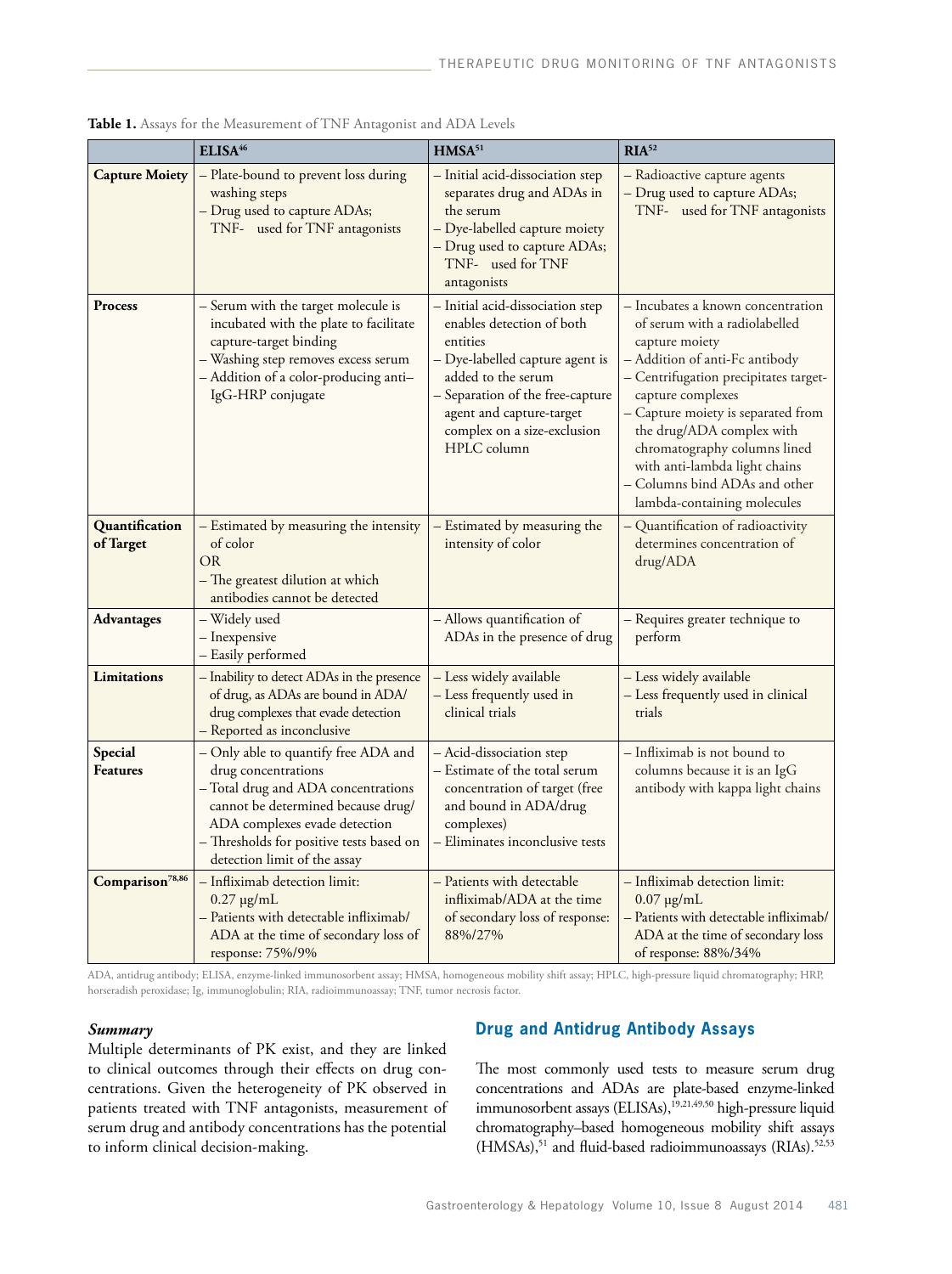**Table 1.** Assays for the Measurement of TNF Antagonist and ADA Levels

| | ELISA[46] | HMSA[51] | RIA[52] |
|---|---|---|---|
| **Capture Moiety** | – Plate-bound to prevent loss during washing steps<br>– Drug used to capture ADAs; TNF- used for TNF antagonists | – Initial acid-dissociation step separates drug and ADAs in the serum<br>– Dye-labelled capture moiety<br>– Drug used to capture ADAs; TNF- used for TNF antagonists | – Radioactive capture agents<br>– Drug used to capture ADAs; TNF- used for TNF antagonists |
| **Process** | – Serum with the target molecule is incubated with the plate to facilitate capture-target binding<br>– Washing step removes excess serum<br>– Addition of a color-producing anti–IgG-HRP conjugate | – Initial acid-dissociation step enables detection of both entities<br>– Dye-labelled capture agent is added to the serum<br>– Separation of the free-capture agent and capture-target complex on a size-exclusion HPLC column | – Incubates a known concentration of serum with a radiolabelled capture moiety<br>– Addition of anti-Fc antibody<br>– Centrifugation precipitates target-capture complexes<br>– Capture moiety is separated from the drug/ADA complex with chromatography columns lined with anti-lambda light chains<br>– Columns bind ADAs and other lambda-containing molecules |
| **Quantification of Target** | – Estimated by measuring the intensity of color<br>OR<br>– The greatest dilution at which antibodies cannot be detected | – Estimated by measuring the intensity of color | – Quantification of radioactivity determines concentration of drug/ADA |
| **Advantages** | – Widely used<br>– Inexpensive<br>– Easily performed | – Allows quantification of ADAs in the presence of drug | – Requires greater technique to perform |
| **Limitations** | – Inability to detect ADAs in the presence of drug, as ADAs are bound in ADA/drug complexes that evade detection<br>– Reported as inconclusive | – Less widely available<br>– Less frequently used in clinical trials | – Less widely available<br>– Less frequently used in clinical trials |
| **Special Features** | – Only able to quantify free ADA and drug concentrations<br>– Total drug and ADA concentrations cannot be determined because drug/ADA complexes evade detection<br>– Thresholds for positive tests based on detection limit of the assay | – Acid-dissociation step<br>– Estimate of the total serum concentration of target (free and bound in ADA/drug complexes)<br>– Eliminates inconclusive tests | – Infliximab is not bound to columns because it is an IgG antibody with kappa light chains |
| **Comparison[78,86]** | – Infliximab detection limit: 0.27 μg/mL<br>– Patients with detectable infliximab/ADA at the time of secondary loss of response: 75%/9% | – Patients with detectable infliximab/ADA at the time of secondary loss of response: 88%/27% | – Infliximab detection limit: 0.07 μg/mL<br>– Patients with detectable infliximab/ADA at the time of secondary loss of response: 88%/34% |

ADA, antidrug antibody; ELISA, enzyme-linked immunosorbent assay; HMSA, homogeneous mobility shift assay; HPLC, high-pressure liquid chromatography; HRP, horseradish peroxidase; Ig, immunoglobulin; RIA, radioimmunoassay; TNF, tumor necrosis factor.

### *Summary*

Multiple determinants of PK exist, and they are linked to clinical outcomes through their effects on drug concentrations. Given the heterogeneity of PK observed in patients treated with TNF antagonists, measurement of serum drug and antibody concentrations has the potential to inform clinical decision-making.

## Drug and Antidrug Antibody Assays

The most commonly used tests to measure serum drug concentrations and ADAs are plate-based enzyme-linked immunosorbent assays (ELISAs),[19,21,49,50] high-pressure liquid chromatography–based homogeneous mobility shift assays (HMSAs),[51] and fluid-based radioimmunoassays (RIAs).[52,53]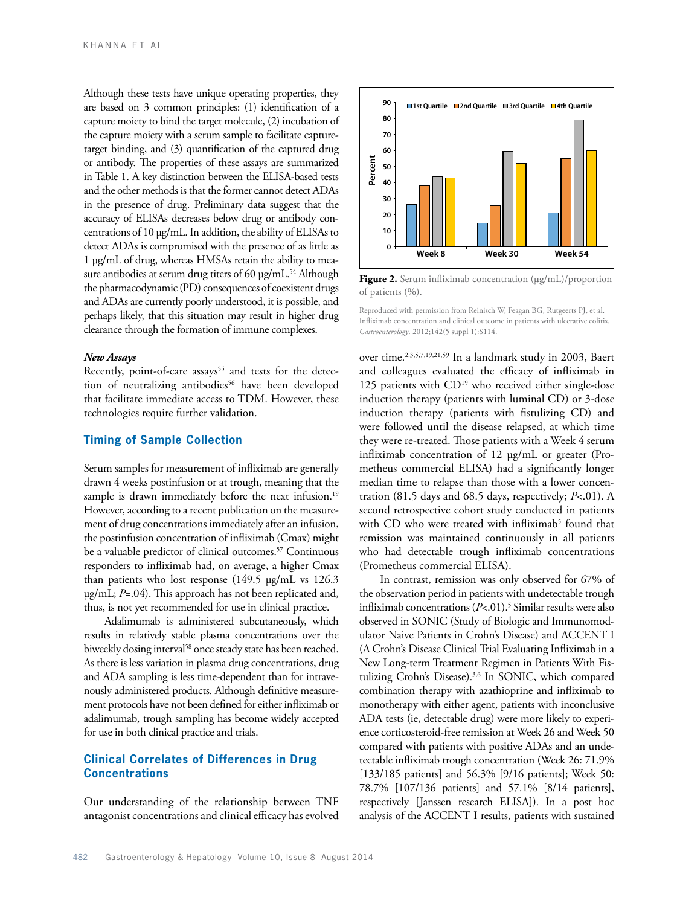Although these tests have unique operating properties, they are based on 3 common principles: (1) identification of a capture moiety to bind the target molecule, (2) incubation of the capture moiety with a serum sample to facilitate capture-target binding, and (3) quantification of the captured drug or antibody. The properties of these assays are summarized in Table 1. A key distinction between the ELISA-based tests and the other methods is that the former cannot detect ADAs in the presence of drug. Preliminary data suggest that the accuracy of ELISAs decreases below drug or antibody concentrations of 10 µg/mL. In addition, the ability of ELISAs to detect ADAs is compromised with the presence of as little as 1 µg/mL of drug, whereas HMSAs retain the ability to measure antibodies at serum drug titers of 60 µg/mL.[54] Although the pharmacodynamic (PD) consequences of coexistent drugs and ADAs are currently poorly understood, it is possible, and perhaps likely, that this situation may result in higher drug clearance through the formation of immune complexes.

### *New Assays*

Recently, point-of-care assays[55] and tests for the detection of neutralizing antibodies[56] have been developed that facilitate immediate access to TDM. However, these technologies require further validation.

## Timing of Sample Collection

Serum samples for measurement of infliximab are generally drawn 4 weeks postinfusion or at trough, meaning that the sample is drawn immediately before the next infusion.[19] However, according to a recent publication on the measurement of drug concentrations immediately after an infusion, the postinfusion concentration of infliximab (Cmax) might be a valuable predictor of clinical outcomes.[57] Continuous responders to infliximab had, on average, a higher Cmax than patients who lost response (149.5 µg/mL vs 126.3 µg/mL; $P$=.04). This approach has not been replicated and, thus, is not yet recommended for use in clinical practice.

Adalimumab is administered subcutaneously, which results in relatively stable plasma concentrations over the biweekly dosing interval[58] once steady state has been reached. As there is less variation in plasma drug concentrations, drug and ADA sampling is less time-dependent than for intravenously administered products. Although definitive measurement protocols have not been defined for either infliximab or adalimumab, trough sampling has become widely accepted for use in both clinical practice and trials.

## Clinical Correlates of Differences in Drug Concentrations

Our understanding of the relationship between TNF antagonist concentrations and clinical efficacy has evolved over time.[2,3,5,7,19,21,59] In a landmark study in 2003, Baert and colleagues evaluated the efficacy of infliximab in 125 patients with CD[19] who received either single-dose induction therapy (patients with luminal CD) or 3-dose induction therapy (patients with fistulizing CD) and were followed until the disease relapsed, at which time they were re-treated. Those patients with a Week 4 serum infliximab concentration of 12 µg/mL or greater (Prometheus commercial ELISA) had a significantly longer median time to relapse than those with a lower concentration (81.5 days and 68.5 days, respectively; $P$<.01). A second retrospective cohort study conducted in patients with CD who were treated with infliximab[5] found that remission was maintained continuously in all patients who had detectable trough infliximab concentrations (Prometheus commercial ELISA).

In contrast, remission was only observed for 67% of the observation period in patients with undetectable trough infliximab concentrations ($P$<.01).[5] Similar results were also observed in SONIC (Study of Biologic and Immunomodulator Naive Patients in Crohn's Disease) and ACCENT I (A Crohn's Disease Clinical Trial Evaluating Infliximab in a New Long-term Treatment Regimen in Patients With Fistulizing Crohn's Disease).[3,6] In SONIC, which compared combination therapy with azathioprine and infliximab to monotherapy with either agent, patients with inconclusive ADA tests (ie, detectable drug) were more likely to experience corticosteroid-free remission at Week 26 and Week 50 compared with patients with positive ADAs and an undetectable infliximab trough concentration (Week 26: 71.9% [133/185 patients] and 56.3% [9/16 patients]; Week 50: 78.7% [107/136 patients] and 57.1% [8/14 patients], respectively [Janssen research ELISA]). In a post hoc analysis of the ACCENT I results, patients with sustained

**Figure 2.** Serum infliximab concentration (µg/mL)/proportion of patients (%).

Reproduced with permission from Reinisch W, Feagan BG, Rutgeerts PJ, et al. Infliximab concentration and clinical outcome in patients with ulcerative colitis. *Gastroenterology*. 2012;142(5 suppl 1):S114.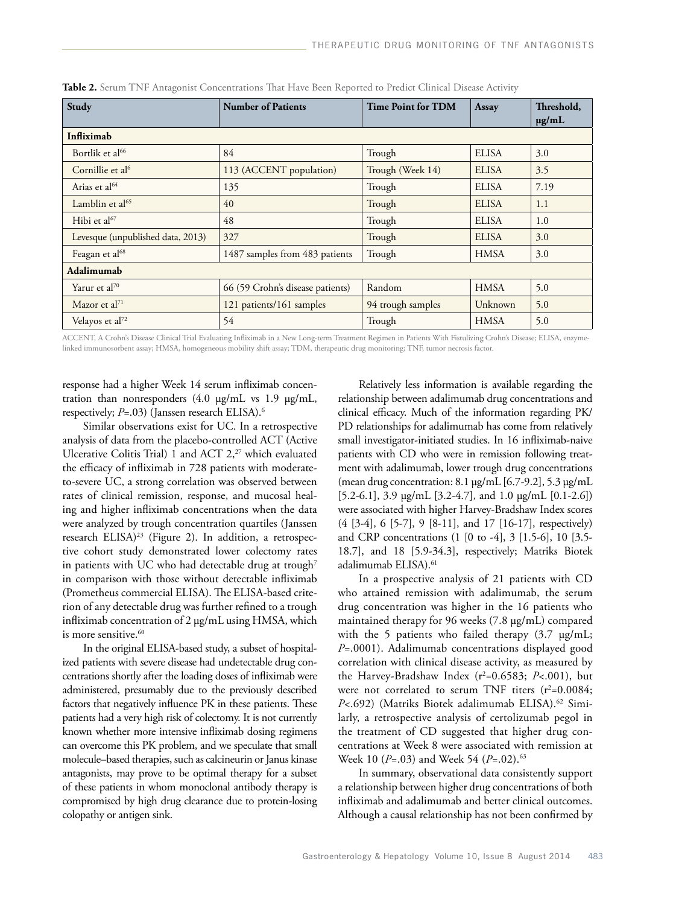**Table 2.** Serum TNF Antagonist Concentrations That Have Been Reported to Predict Clinical Disease Activity

| Study | Number of Patients | Time Point for TDM | Assay | Threshold, µg/mL |
|---|---|---|---|---|
| **Infliximab** | | | | |
| Bortlik et al[66] | 84 | Trough | ELISA | 3.0 |
| Cornillie et al[6] | 113 (ACCENT population) | Trough (Week 14) | ELISA | 3.5 |
| Arias et al[64] | 135 | Trough | ELISA | 7.19 |
| Lamblin et al[65] | 40 | Trough | ELISA | 1.1 |
| Hibi et al[67] | 48 | Trough | ELISA | 1.0 |
| Levesque (unpublished data, 2013) | 327 | Trough | ELISA | 3.0 |
| Feagan et al[68] | 1487 samples from 483 patients | Trough | HMSA | 3.0 |
| **Adalimumab** | | | | |
| Yarur et al[70] | 66 (59 Crohn's disease patients) | Random | HMSA | 5.0 |
| Mazor et al[71] | 121 patients/161 samples | 94 trough samples | Unknown | 5.0 |
| Velayos et al[72] | 54 | Trough | HMSA | 5.0 |

ACCENT, A Crohn's Disease Clinical Trial Evaluating Infliximab in a New Long-term Treatment Regimen in Patients With Fistulizing Crohn's Disease; ELISA, enzyme-linked immunosorbent assay; HMSA, homogeneous mobility shift assay; TDM, therapeutic drug monitoring; TNF, tumor necrosis factor.

response had a higher Week 14 serum infliximab concentration than nonresponders (4.0 µg/mL vs 1.9 µg/mL, respectively; $P$=.03) (Janssen research ELISA).[6]

Similar observations exist for UC. In a retrospective analysis of data from the placebo-controlled ACT (Active Ulcerative Colitis Trial) 1 and ACT 2,[27] which evaluated the efficacy of infliximab in 728 patients with moderate-to-severe UC, a strong correlation was observed between rates of clinical remission, response, and mucosal healing and higher infliximab concentrations when the data were analyzed by trough concentration quartiles (Janssen research ELISA)[23] (Figure 2). In addition, a retrospective cohort study demonstrated lower colectomy rates in patients with UC who had detectable drug at trough[7] in comparison with those without detectable infliximab (Prometheus commercial ELISA). The ELISA-based criterion of any detectable drug was further refined to a trough infliximab concentration of 2 µg/mL using HMSA, which is more sensitive.[60]

In the original ELISA-based study, a subset of hospitalized patients with severe disease had undetectable drug concentrations shortly after the loading doses of infliximab were administered, presumably due to the previously described factors that negatively influence PK in these patients. These patients had a very high risk of colectomy. It is not currently known whether more intensive infliximab dosing regimens can overcome this PK problem, and we speculate that small molecule–based therapies, such as calcineurin or Janus kinase antagonists, may prove to be optimal therapy for a subset of these patients in whom monoclonal antibody therapy is compromised by high drug clearance due to protein-losing colopathy or antigen sink.

Relatively less information is available regarding the relationship between adalimumab drug concentrations and clinical efficacy. Much of the information regarding PK/PD relationships for adalimumab has come from relatively small investigator-initiated studies. In 16 infliximab-naive patients with CD who were in remission following treatment with adalimumab, lower trough drug concentrations (mean drug concentration: 8.1 µg/mL [6.7-9.2], 5.3 µg/mL [5.2-6.1], 3.9 µg/mL [3.2-4.7], and 1.0 µg/mL [0.1-2.6]) were associated with higher Harvey-Bradshaw Index scores (4 [3-4], 6 [5-7], 9 [8-11], and 17 [16-17], respectively) and CRP concentrations (1 [0 to -4], 3 [1.5-6], 10 [3.5-18.7], and 18 [5.9-34.3], respectively; Matriks Biotek adalimumab ELISA).[61]

In a prospective analysis of 21 patients with CD who attained remission with adalimumab, the serum drug concentration was higher in the 16 patients who maintained therapy for 96 weeks (7.8 µg/mL) compared with the 5 patients who failed therapy (3.7 µg/mL; $P$=.0001). Adalimumab concentrations displayed good correlation with clinical disease activity, as measured by the Harvey-Bradshaw Index ($r^2$=0.6583; $P$<.001), but were not correlated to serum TNF titers ($r^2$=0.0084; $P$<.692) (Matriks Biotek adalimumab ELISA).[62] Similarly, a retrospective analysis of certolizumab pegol in the treatment of CD suggested that higher drug concentrations at Week 8 were associated with remission at Week 10 ($P$=.03) and Week 54 ($P$=.02).[63]

In summary, observational data consistently support a relationship between higher drug concentrations of both infliximab and adalimumab and better clinical outcomes. Although a causal relationship has not been confirmed by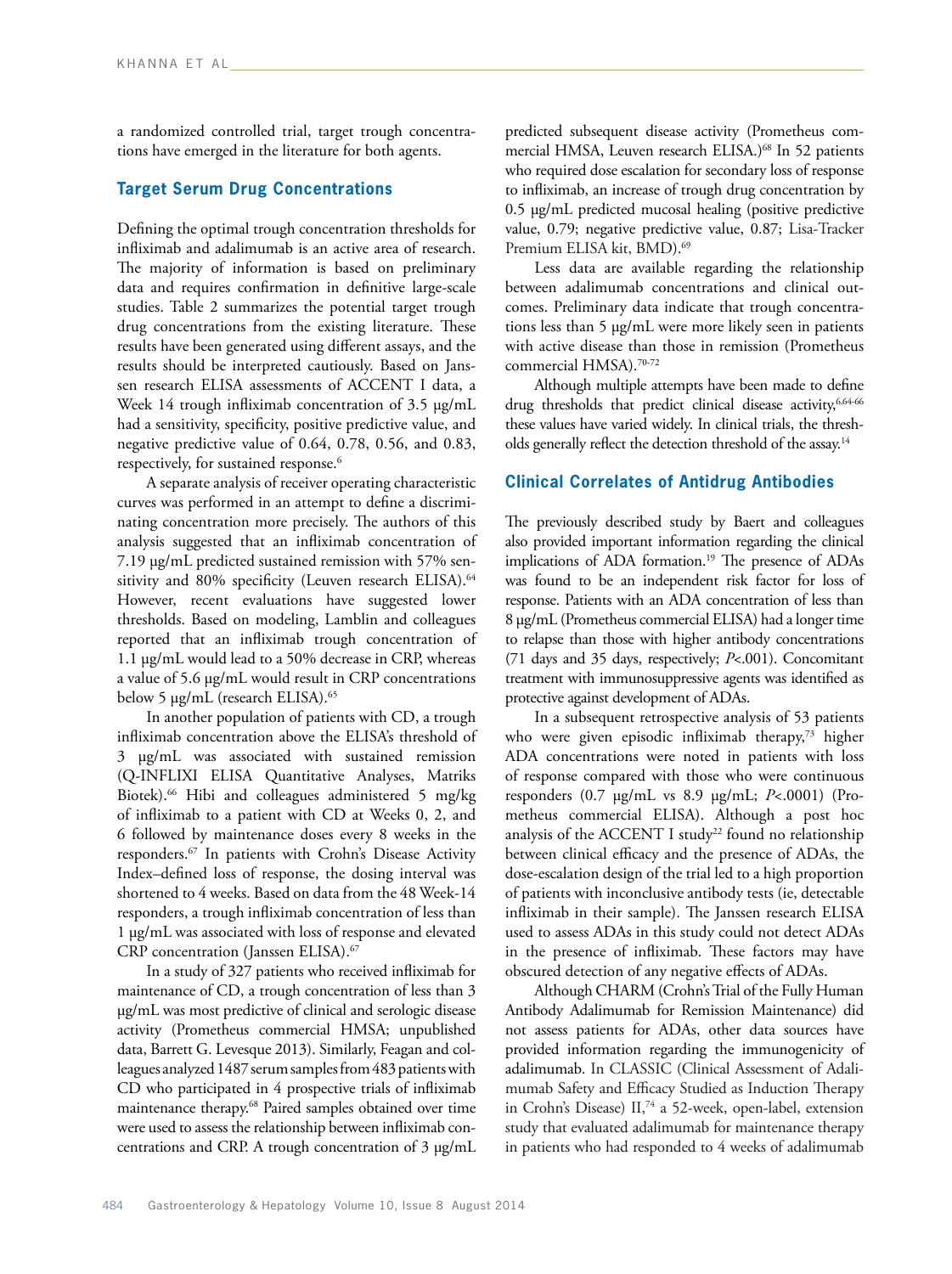a randomized controlled trial, target trough concentrations have emerged in the literature for both agents.

## Target Serum Drug Concentrations

Defining the optimal trough concentration thresholds for infliximab and adalimumab is an active area of research. The majority of information is based on preliminary data and requires confirmation in definitive large-scale studies. Table 2 summarizes the potential target trough drug concentrations from the existing literature. These results have been generated using different assays, and the results should be interpreted cautiously. Based on Janssen research ELISA assessments of ACCENT I data, a Week 14 trough infliximab concentration of 3.5 µg/mL had a sensitivity, specificity, positive predictive value, and negative predictive value of 0.64, 0.78, 0.56, and 0.83, respectively, for sustained response.[6]

A separate analysis of receiver operating characteristic curves was performed in an attempt to define a discriminating concentration more precisely. The authors of this analysis suggested that an infliximab concentration of 7.19 µg/mL predicted sustained remission with 57% sensitivity and 80% specificity (Leuven research ELISA).[64] However, recent evaluations have suggested lower thresholds. Based on modeling, Lamblin and colleagues reported that an infliximab trough concentration of 1.1 µg/mL would lead to a 50% decrease in CRP, whereas a value of 5.6 µg/mL would result in CRP concentrations below 5 µg/mL (research ELISA).[65]

In another population of patients with CD, a trough infliximab concentration above the ELISA's threshold of 3 µg/mL was associated with sustained remission (Q-INFLIXI ELISA Quantitative Analyses, Matriks Biotek).[66] Hibi and colleagues administered 5 mg/kg of infliximab to a patient with CD at Weeks 0, 2, and 6 followed by maintenance doses every 8 weeks in the responders.[67] In patients with Crohn's Disease Activity Index–defined loss of response, the dosing interval was shortened to 4 weeks. Based on data from the 48 Week-14 responders, a trough infliximab concentration of less than 1 µg/mL was associated with loss of response and elevated CRP concentration (Janssen ELISA).[67]

In a study of 327 patients who received infliximab for maintenance of CD, a trough concentration of less than 3 µg/mL was most predictive of clinical and serologic disease activity (Prometheus commercial HMSA; unpublished data, Barrett G. Levesque 2013). Similarly, Feagan and colleagues analyzed 1487 serum samples from 483 patients with CD who participated in 4 prospective trials of infliximab maintenance therapy.[68] Paired samples obtained over time were used to assess the relationship between infliximab concentrations and CRP. A trough concentration of 3 µg/mL predicted subsequent disease activity (Prometheus commercial HMSA, Leuven research ELISA.)[68] In 52 patients who required dose escalation for secondary loss of response to infliximab, an increase of trough drug concentration by 0.5 µg/mL predicted mucosal healing (positive predictive value, 0.79; negative predictive value, 0.87; Lisa-Tracker Premium ELISA kit, BMD).[69]

Less data are available regarding the relationship between adalimumab concentrations and clinical outcomes. Preliminary data indicate that trough concentrations less than 5 µg/mL were more likely seen in patients with active disease than those in remission (Prometheus commercial HMSA).[70-72]

Although multiple attempts have been made to define drug thresholds that predict clinical disease activity,[6,64-66] these values have varied widely. In clinical trials, the thresholds generally reflect the detection threshold of the assay.[14]

## Clinical Correlates of Antidrug Antibodies

The previously described study by Baert and colleagues also provided important information regarding the clinical implications of ADA formation.[19] The presence of ADAs was found to be an independent risk factor for loss of response. Patients with an ADA concentration of less than 8 µg/mL (Prometheus commercial ELISA) had a longer time to relapse than those with higher antibody concentrations (71 days and 35 days, respectively; $P<.001$). Concomitant treatment with immunosuppressive agents was identified as protective against development of ADAs.

In a subsequent retrospective analysis of 53 patients who were given episodic infliximab therapy,[73] higher ADA concentrations were noted in patients with loss of response compared with those who were continuous responders (0.7 µg/mL vs 8.9 µg/mL; $P<.0001$) (Prometheus commercial ELISA). Although a post hoc analysis of the ACCENT I study[22] found no relationship between clinical efficacy and the presence of ADAs, the dose-escalation design of the trial led to a high proportion of patients with inconclusive antibody tests (ie, detectable infliximab in their sample). The Janssen research ELISA used to assess ADAs in this study could not detect ADAs in the presence of infliximab. These factors may have obscured detection of any negative effects of ADAs.

Although CHARM (Crohn's Trial of the Fully Human Antibody Adalimumab for Remission Maintenance) did not assess patients for ADAs, other data sources have provided information regarding the immunogenicity of adalimumab. In CLASSIC (Clinical Assessment of Adalimumab Safety and Efficacy Studied as Induction Therapy in Crohn's Disease) II,[74] a 52-week, open-label, extension study that evaluated adalimumab for maintenance therapy in patients who had responded to 4 weeks of adalimumab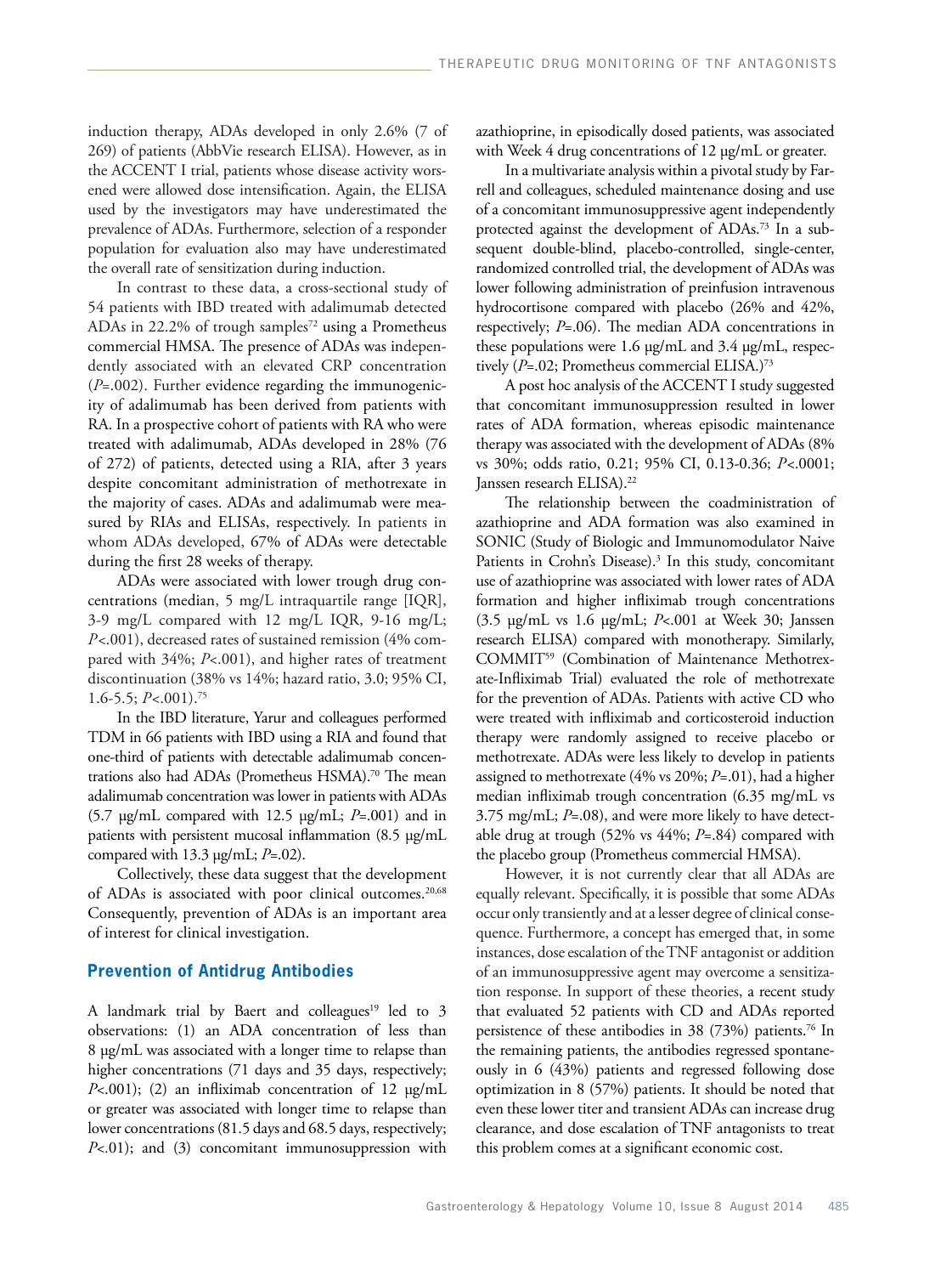induction therapy, ADAs developed in only 2.6% (7 of 269) of patients (AbbVie research ELISA). However, as in the ACCENT I trial, patients whose disease activity worsened were allowed dose intensification. Again, the ELISA used by the investigators may have underestimated the prevalence of ADAs. Furthermore, selection of a responder population for evaluation also may have underestimated the overall rate of sensitization during induction.

In contrast to these data, a cross-sectional study of 54 patients with IBD treated with adalimumab detected ADAs in 22.2% of trough samples[72] using a Prometheus commercial HMSA. The presence of ADAs was independently associated with an elevated CRP concentration ($P$=.002). Further evidence regarding the immunogenicity of adalimumab has been derived from patients with RA. In a prospective cohort of patients with RA who were treated with adalimumab, ADAs developed in 28% (76 of 272) of patients, detected using a RIA, after 3 years despite concomitant administration of methotrexate in the majority of cases. ADAs and adalimumab were measured by RIAs and ELISAs, respectively. In patients in whom ADAs developed, 67% of ADAs were detectable during the first 28 weeks of therapy.

ADAs were associated with lower trough drug concentrations (median, 5 mg/L intraquartile range [IQR], 3-9 mg/L compared with 12 mg/L IQR, 9-16 mg/L; $P$<.001), decreased rates of sustained remission (4% compared with 34%; $P$<.001), and higher rates of treatment discontinuation (38% vs 14%; hazard ratio, 3.0; 95% CI, 1.6-5.5; $P$<.001).[75]

In the IBD literature, Yarur and colleagues performed TDM in 66 patients with IBD using a RIA and found that one-third of patients with detectable adalimumab concentrations also had ADAs (Prometheus HSMA).[70] The mean adalimumab concentration was lower in patients with ADAs (5.7 μg/mL compared with 12.5 μg/mL; $P$=.001) and in patients with persistent mucosal inflammation (8.5 μg/mL compared with 13.3 μg/mL; $P$=.02).

Collectively, these data suggest that the development of ADAs is associated with poor clinical outcomes.[20,68] Consequently, prevention of ADAs is an important area of interest for clinical investigation.

## Prevention of Antidrug Antibodies

A landmark trial by Baert and colleagues[19] led to 3 observations: (1) an ADA concentration of less than 8 μg/mL was associated with a longer time to relapse than higher concentrations (71 days and 35 days, respectively; $P$<.001); (2) an infliximab concentration of 12 μg/mL or greater was associated with longer time to relapse than lower concentrations (81.5 days and 68.5 days, respectively; $P$<.01); and (3) concomitant immunosuppression with azathioprine, in episodically dosed patients, was associated with Week 4 drug concentrations of 12 μg/mL or greater.

In a multivariate analysis within a pivotal study by Farrell and colleagues, scheduled maintenance dosing and use of a concomitant immunosuppressive agent independently protected against the development of ADAs.[73] In a subsequent double-blind, placebo-controlled, single-center, randomized controlled trial, the development of ADAs was lower following administration of preinfusion intravenous hydrocortisone compared with placebo (26% and 42%, respectively; $P$=.06). The median ADA concentrations in these populations were 1.6 μg/mL and 3.4 μg/mL, respectively ($P$=.02; Prometheus commercial ELISA.)[73]

A post hoc analysis of the ACCENT I study suggested that concomitant immunosuppression resulted in lower rates of ADA formation, whereas episodic maintenance therapy was associated with the development of ADAs (8% vs 30%; odds ratio, 0.21; 95% CI, 0.13-0.36; $P$<.0001; Janssen research ELISA).[22]

The relationship between the coadministration of azathioprine and ADA formation was also examined in SONIC (Study of Biologic and Immunomodulator Naive Patients in Crohn's Disease).[3] In this study, concomitant use of azathioprine was associated with lower rates of ADA formation and higher infliximab trough concentrations (3.5 μg/mL vs 1.6 μg/mL; $P$<.001 at Week 30; Janssen research ELISA) compared with monotherapy. Similarly, COMMIT[59] (Combination of Maintenance Methotrexate-Infliximab Trial) evaluated the role of methotrexate for the prevention of ADAs. Patients with active CD who were treated with infliximab and corticosteroid induction therapy were randomly assigned to receive placebo or methotrexate. ADAs were less likely to develop in patients assigned to methotrexate (4% vs 20%; $P$=.01), had a higher median infliximab trough concentration (6.35 mg/mL vs 3.75 mg/mL; $P$=.08), and were more likely to have detectable drug at trough (52% vs 44%; $P$=.84) compared with the placebo group (Prometheus commercial HMSA).

However, it is not currently clear that all ADAs are equally relevant. Specifically, it is possible that some ADAs occur only transiently and at a lesser degree of clinical consequence. Furthermore, a concept has emerged that, in some instances, dose escalation of the TNF antagonist or addition of an immunosuppressive agent may overcome a sensitization response. In support of these theories, a recent study that evaluated 52 patients with CD and ADAs reported persistence of these antibodies in 38 (73%) patients.[76] In the remaining patients, the antibodies regressed spontaneously in 6 (43%) patients and regressed following dose optimization in 8 (57%) patients. It should be noted that even these lower titer and transient ADAs can increase drug clearance, and dose escalation of TNF antagonists to treat this problem comes at a significant economic cost.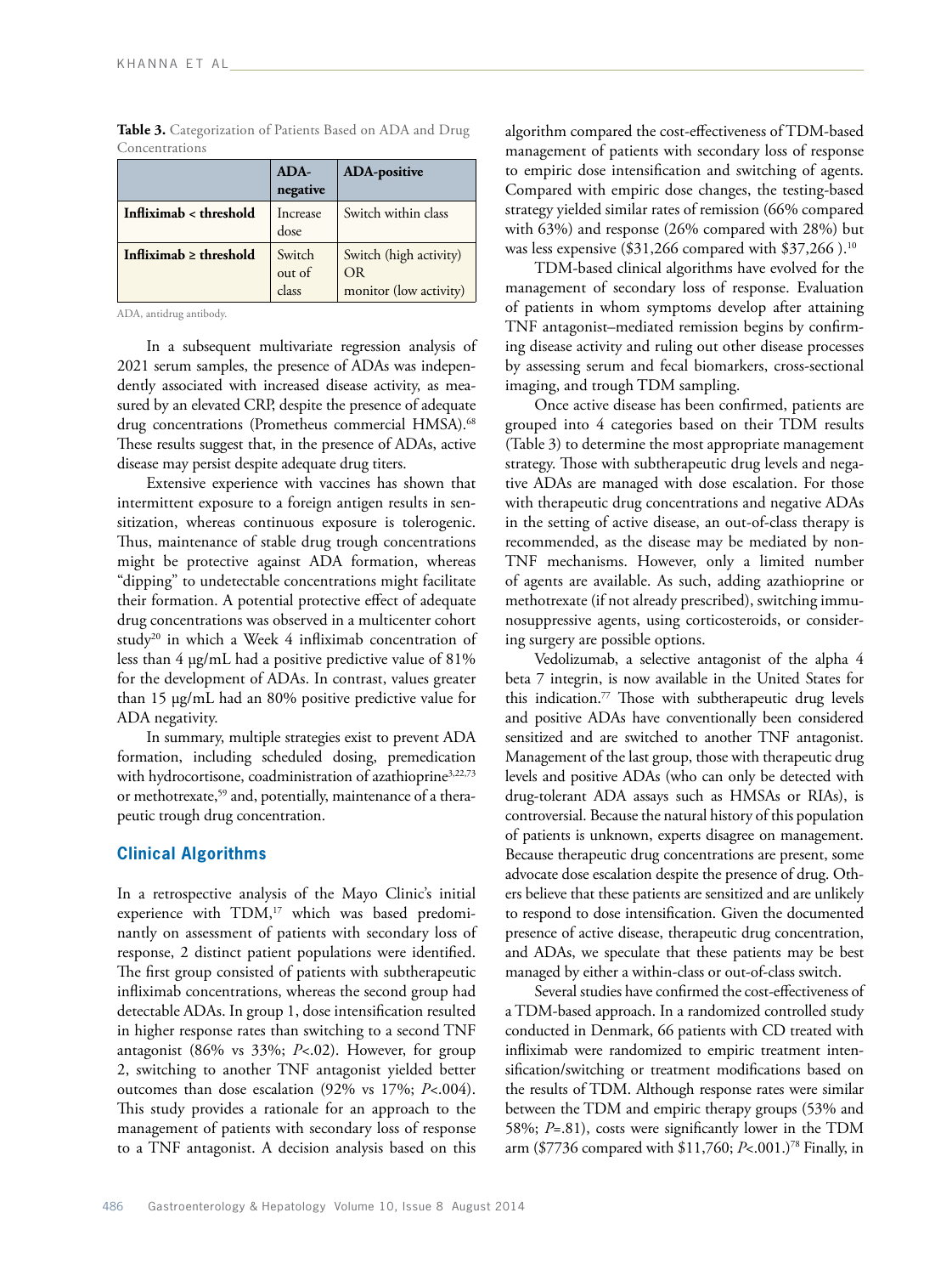**Table 3.** Categorization of Patients Based on ADA and Drug Concentrations

| | ADA-negative | ADA-positive |
|---|---|---|
| **Infliximab < threshold** | Increase dose | Switch within class |
| **Infliximab ≥ threshold** | Switch out of class | Switch (high activity) OR monitor (low activity) |

ADA, antidrug antibody.

In a subsequent multivariate regression analysis of 2021 serum samples, the presence of ADAs was independently associated with increased disease activity, as measured by an elevated CRP, despite the presence of adequate drug concentrations (Prometheus commercial HMSA).[68] These results suggest that, in the presence of ADAs, active disease may persist despite adequate drug titers.

Extensive experience with vaccines has shown that intermittent exposure to a foreign antigen results in sensitization, whereas continuous exposure is tolerogenic. Thus, maintenance of stable drug trough concentrations might be protective against ADA formation, whereas "dipping" to undetectable concentrations might facilitate their formation. A potential protective effect of adequate drug concentrations was observed in a multicenter cohort study[20] in which a Week 4 infliximab concentration of less than 4 μg/mL had a positive predictive value of 81% for the development of ADAs. In contrast, values greater than 15 μg/mL had an 80% positive predictive value for ADA negativity.

In summary, multiple strategies exist to prevent ADA formation, including scheduled dosing, premedication with hydrocortisone, coadministration of azathioprine[3,22,73] or methotrexate,[59] and, potentially, maintenance of a therapeutic trough drug concentration.

## Clinical Algorithms

In a retrospective analysis of the Mayo Clinic's initial experience with TDM,[17] which was based predominantly on assessment of patients with secondary loss of response, 2 distinct patient populations were identified. The first group consisted of patients with subtherapeutic infliximab concentrations, whereas the second group had detectable ADAs. In group 1, dose intensification resulted in higher response rates than switching to a second TNF antagonist (86% vs 33%; *P*<.02). However, for group 2, switching to another TNF antagonist yielded better outcomes than dose escalation (92% vs 17%; *P*<.004). This study provides a rationale for an approach to the management of patients with secondary loss of response to a TNF antagonist. A decision analysis based on this algorithm compared the cost-effectiveness of TDM-based management of patients with secondary loss of response to empiric dose intensification and switching of agents. Compared with empiric dose changes, the testing-based strategy yielded similar rates of remission (66% compared with 63%) and response (26% compared with 28%) but was less expensive ($31,266 compared with $37,266 ).[10]

TDM-based clinical algorithms have evolved for the management of secondary loss of response. Evaluation of patients in whom symptoms develop after attaining TNF antagonist–mediated remission begins by confirming disease activity and ruling out other disease processes by assessing serum and fecal biomarkers, cross-sectional imaging, and trough TDM sampling.

Once active disease has been confirmed, patients are grouped into 4 categories based on their TDM results (Table 3) to determine the most appropriate management strategy. Those with subtherapeutic drug levels and negative ADAs are managed with dose escalation. For those with therapeutic drug concentrations and negative ADAs in the setting of active disease, an out-of-class therapy is recommended, as the disease may be mediated by non-TNF mechanisms. However, only a limited number of agents are available. As such, adding azathioprine or methotrexate (if not already prescribed), switching immunosuppressive agents, using corticosteroids, or considering surgery are possible options.

Vedolizumab, a selective antagonist of the alpha 4 beta 7 integrin, is now available in the United States for this indication.[77] Those with subtherapeutic drug levels and positive ADAs have conventionally been considered sensitized and are switched to another TNF antagonist. Management of the last group, those with therapeutic drug levels and positive ADAs (who can only be detected with drug-tolerant ADA assays such as HMSAs or RIAs), is controversial. Because the natural history of this population of patients is unknown, experts disagree on management. Because therapeutic drug concentrations are present, some advocate dose escalation despite the presence of drug. Others believe that these patients are sensitized and are unlikely to respond to dose intensification. Given the documented presence of active disease, therapeutic drug concentration, and ADAs, we speculate that these patients may be best managed by either a within-class or out-of-class switch.

Several studies have confirmed the cost-effectiveness of a TDM-based approach. In a randomized controlled study conducted in Denmark, 66 patients with CD treated with infliximab were randomized to empiric treatment intensification/switching or treatment modifications based on the results of TDM. Although response rates were similar between the TDM and empiric therapy groups (53% and 58%; *P*=.81), costs were significantly lower in the TDM arm ($7736 compared with $11,760; *P*<.001.)[78] Finally, in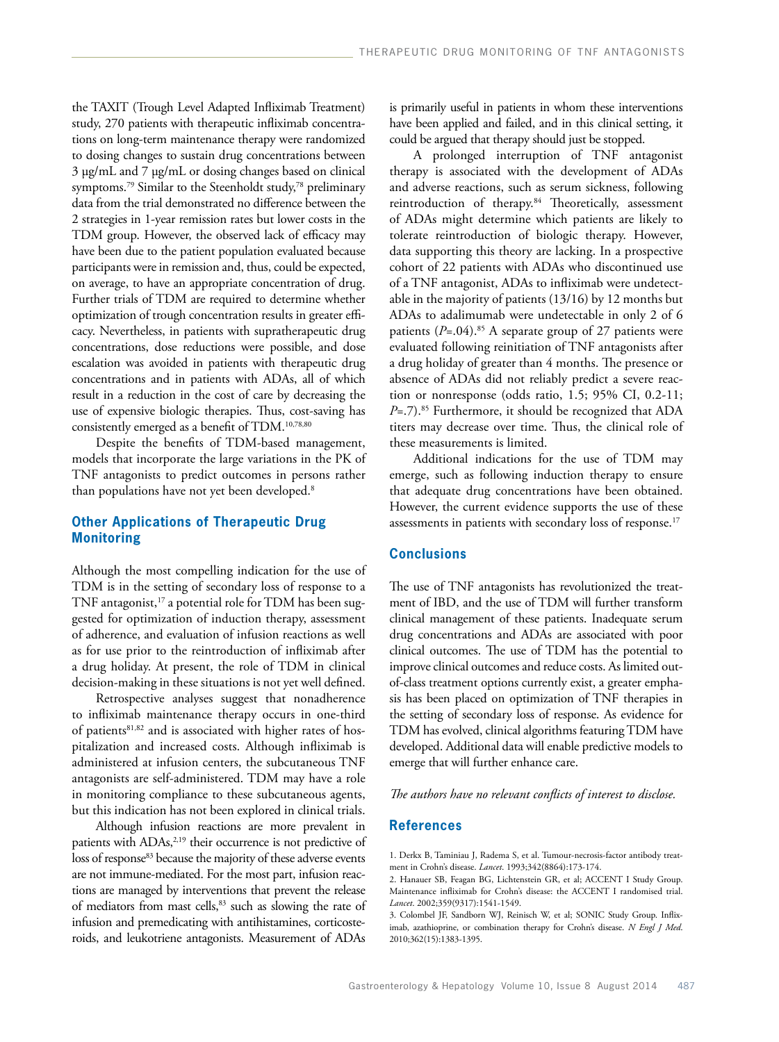the TAXIT (Trough Level Adapted Infliximab Treatment) study, 270 patients with therapeutic infliximab concentrations on long-term maintenance therapy were randomized to dosing changes to sustain drug concentrations between 3 μg/mL and 7 μg/mL or dosing changes based on clinical symptoms.[79] Similar to the Steenholdt study,[78] preliminary data from the trial demonstrated no difference between the 2 strategies in 1-year remission rates but lower costs in the TDM group. However, the observed lack of efficacy may have been due to the patient population evaluated because participants were in remission and, thus, could be expected, on average, to have an appropriate concentration of drug. Further trials of TDM are required to determine whether optimization of trough concentration results in greater efficacy. Nevertheless, in patients with supratherapeutic drug concentrations, dose reductions were possible, and dose escalation was avoided in patients with therapeutic drug concentrations and in patients with ADAs, all of which result in a reduction in the cost of care by decreasing the use of expensive biologic therapies. Thus, cost-saving has consistently emerged as a benefit of TDM.[10,78,80]

Despite the benefits of TDM-based management, models that incorporate the large variations in the PK of TNF antagonists to predict outcomes in persons rather than populations have not yet been developed.[8]

## Other Applications of Therapeutic Drug Monitoring

Although the most compelling indication for the use of TDM is in the setting of secondary loss of response to a TNF antagonist,[17] a potential role for TDM has been suggested for optimization of induction therapy, assessment of adherence, and evaluation of infusion reactions as well as for use prior to the reintroduction of infliximab after a drug holiday. At present, the role of TDM in clinical decision-making in these situations is not yet well defined.

Retrospective analyses suggest that nonadherence to infliximab maintenance therapy occurs in one-third of patients[81,82] and is associated with higher rates of hospitalization and increased costs. Although infliximab is administered at infusion centers, the subcutaneous TNF antagonists are self-administered. TDM may have a role in monitoring compliance to these subcutaneous agents, but this indication has not been explored in clinical trials.

Although infusion reactions are more prevalent in patients with ADAs,[2,19] their occurrence is not predictive of loss of response[83] because the majority of these adverse events are not immune-mediated. For the most part, infusion reactions are managed by interventions that prevent the release of mediators from mast cells,[83] such as slowing the rate of infusion and premedicating with antihistamines, corticosteroids, and leukotriene antagonists. Measurement of ADAs is primarily useful in patients in whom these interventions have been applied and failed, and in this clinical setting, it could be argued that therapy should just be stopped.

A prolonged interruption of TNF antagonist therapy is associated with the development of ADAs and adverse reactions, such as serum sickness, following reintroduction of therapy.[84] Theoretically, assessment of ADAs might determine which patients are likely to tolerate reintroduction of biologic therapy. However, data supporting this theory are lacking. In a prospective cohort of 22 patients with ADAs who discontinued use of a TNF antagonist, ADAs to infliximab were undetectable in the majority of patients (13/16) by 12 months but ADAs to adalimumab were undetectable in only 2 of 6 patients ($P$=.04).[85] A separate group of 27 patients were evaluated following reinitiation of TNF antagonists after a drug holiday of greater than 4 months. The presence or absence of ADAs did not reliably predict a severe reaction or nonresponse (odds ratio, 1.5; 95% CI, 0.2-11; $P$=.7).[85] Furthermore, it should be recognized that ADA titers may decrease over time. Thus, the clinical role of these measurements is limited.

Additional indications for the use of TDM may emerge, such as following induction therapy to ensure that adequate drug concentrations have been obtained. However, the current evidence supports the use of these assessments in patients with secondary loss of response.[17]

## Conclusions

The use of TNF antagonists has revolutionized the treatment of IBD, and the use of TDM will further transform clinical management of these patients. Inadequate serum drug concentrations and ADAs are associated with poor clinical outcomes. The use of TDM has the potential to improve clinical outcomes and reduce costs. As limited out-of-class treatment options currently exist, a greater emphasis has been placed on optimization of TNF therapies in the setting of secondary loss of response. As evidence for TDM has evolved, clinical algorithms featuring TDM have developed. Additional data will enable predictive models to emerge that will further enhance care.

*The authors have no relevant conflicts of interest to disclose.*

## References

1. Derkx B, Taminiau J, Radema S, et al. Tumour-necrosis-factor antibody treatment in Crohn's disease. *Lancet*. 1993;342(8864):173-174.
2. Hanauer SB, Feagan BG, Lichtenstein GR, et al; ACCENT I Study Group. Maintenance infliximab for Crohn's disease: the ACCENT I randomised trial. *Lancet*. 2002;359(9317):1541-1549.
3. Colombel JF, Sandborn WJ, Reinisch W, et al; SONIC Study Group. Infliximab, azathioprine, or combination therapy for Crohn's disease. *N Engl J Med*. 2010;362(15):1383-1395.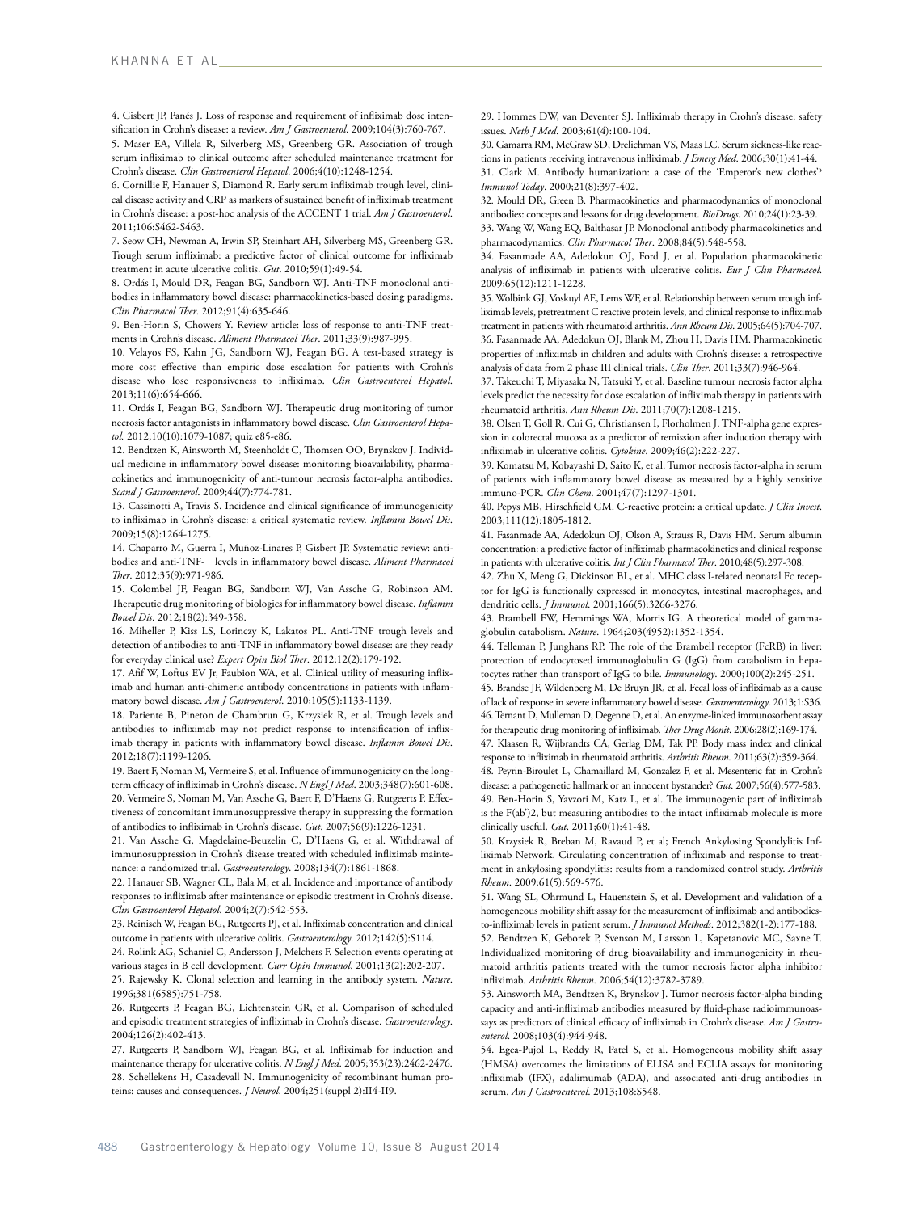4. Gisbert JP, Panés J. Loss of response and requirement of infliximab dose intensification in Crohn's disease: a review. *Am J Gastroenterol*. 2009;104(3):760-767.

5. Maser EA, Villela R, Silverberg MS, Greenberg GR. Association of trough serum infliximab to clinical outcome after scheduled maintenance treatment for Crohn's disease. *Clin Gastroenterol Hepatol*. 2006;4(10):1248-1254.

6. Cornillie F, Hanauer S, Diamond R. Early serum infliximab trough level, clinical disease activity and CRP as markers of sustained benefit of infliximab treatment in Crohn's disease: a post-hoc analysis of the ACCENT 1 trial. *Am J Gastroenterol*. 2011;106:S462-S463.

7. Seow CH, Newman A, Irwin SP, Steinhart AH, Silverberg MS, Greenberg GR. Trough serum infliximab: a predictive factor of clinical outcome for infliximab treatment in acute ulcerative colitis. *Gut*. 2010;59(1):49-54.

8. Ordás I, Mould DR, Feagan BG, Sandborn WJ. Anti-TNF monoclonal antibodies in inflammatory bowel disease: pharmacokinetics-based dosing paradigms. *Clin Pharmacol Ther*. 2012;91(4):635-646.

9. Ben-Horin S, Chowers Y. Review article: loss of response to anti-TNF treatments in Crohn's disease. *Aliment Pharmacol Ther*. 2011;33(9):987-995.

10. Velayos FS, Kahn JG, Sandborn WJ, Feagan BG. A test-based strategy is more cost effective than empiric dose escalation for patients with Crohn's disease who lose responsiveness to infliximab. *Clin Gastroenterol Hepatol*. 2013;11(6):654-666.

11. Ordás I, Feagan BG, Sandborn WJ. Therapeutic drug monitoring of tumor necrosis factor antagonists in inflammatory bowel disease. *Clin Gastroenterol Hepatol*. 2012;10(10):1079-1087; quiz e85-e86.

12. Bendtzen K, Ainsworth M, Steenholdt C, Thomsen OO, Brynskov J. Individual medicine in inflammatory bowel disease: monitoring bioavailability, pharmacokinetics and immunogenicity of anti-tumour necrosis factor-alpha antibodies. *Scand J Gastroenterol*. 2009;44(7):774-781.

13. Cassinotti A, Travis S. Incidence and clinical significance of immunogenicity to infliximab in Crohn's disease: a critical systematic review. *Inflamm Bowel Dis*. 2009;15(8):1264-1275.

14. Chaparro M, Guerra I, Muñoz-Linares P, Gisbert JP. Systematic review: antibodies and anti-TNF- levels in inflammatory bowel disease. *Aliment Pharmacol Ther*. 2012;35(9):971-986.

15. Colombel JF, Feagan BG, Sandborn WJ, Van Assche G, Robinson AM. Therapeutic drug monitoring of biologics for inflammatory bowel disease. *Inflamm Bowel Dis*. 2012;18(2):349-358.

16. Miheller P, Kiss LS, Lorinczy K, Lakatos PL. Anti-TNF trough levels and detection of antibodies to anti-TNF in inflammatory bowel disease: are they ready for everyday clinical use? *Expert Opin Biol Ther*. 2012;12(2):179-192.

17. Afif W, Loftus EV Jr, Faubion WA, et al. Clinical utility of measuring infliximab and human anti-chimeric antibody concentrations in patients with inflammatory bowel disease. *Am J Gastroenterol*. 2010;105(5):1133-1139.

18. Pariente B, Pineton de Chambrun G, Krzysiek R, et al. Trough levels and antibodies to infliximab may not predict response to intensification of infliximab therapy in patients with inflammatory bowel disease. *Inflamm Bowel Dis*. 2012;18(7):1199-1206.

19. Baert F, Noman M, Vermeire S, et al. Influence of immunogenicity on the long-term efficacy of infliximab in Crohn's disease. *N Engl J Med*. 2003;348(7):601-608.

20. Vermeire S, Noman M, Van Assche G, Baert F, D'Haens G, Rutgeerts P. Effectiveness of concomitant immunosuppressive therapy in suppressing the formation of antibodies to infliximab in Crohn's disease. *Gut*. 2007;56(9):1226-1231.

21. Van Assche G, Magdelaine-Beuzelin C, D'Haens G, et al. Withdrawal of immunosuppression in Crohn's disease treated with scheduled infliximab maintenance: a randomized trial. *Gastroenterology*. 2008;134(7):1861-1868.

22. Hanauer SB, Wagner CL, Bala M, et al. Incidence and importance of antibody responses to infliximab after maintenance or episodic treatment in Crohn's disease. *Clin Gastroenterol Hepatol*. 2004;2(7):542-553.

23. Reinisch W, Feagan BG, Rutgeerts PJ, et al. Infliximab concentration and clinical outcome in patients with ulcerative colitis. *Gastroenterology*. 2012;142(5):S114.

24. Rolink AG, Schaniel C, Andersson J, Melchers F. Selection events operating at various stages in B cell development. *Curr Opin Immunol*. 2001;13(2):202-207.

25. Rajewsky K. Clonal selection and learning in the antibody system. *Nature*. 1996;381(6585):751-758.

26. Rutgeerts P, Feagan BG, Lichtenstein GR, et al. Comparison of scheduled and episodic treatment strategies of infliximab in Crohn's disease. *Gastroenterology*. 2004;126(2):402-413.

27. Rutgeerts P, Sandborn WJ, Feagan BG, et al. Infliximab for induction and maintenance therapy for ulcerative colitis. *N Engl J Med*. 2005;353(23):2462-2476.

28. Schellekens H, Casadevall N. Immunogenicity of recombinant human proteins: causes and consequences. *J Neurol*. 2004;251(suppl 2):II4-II9.

29. Hommes DW, van Deventer SJ. Infliximab therapy in Crohn's disease: safety issues. *Neth J Med*. 2003;61(4):100-104.

30. Gamarra RM, McGraw SD, Drelichman VS, Maas LC. Serum sickness-like reactions in patients receiving intravenous infliximab. *J Emerg Med*. 2006;30(1):41-44.

31. Clark M. Antibody humanization: a case of the 'Emperor's new clothes'? *Immunol Today*. 2000;21(8):397-402.

32. Mould DR, Green B. Pharmacokinetics and pharmacodynamics of monoclonal antibodies: concepts and lessons for drug development. *BioDrugs*. 2010;24(1):23-39.

33. Wang W, Wang EQ, Balthasar JP. Monoclonal antibody pharmacokinetics and pharmacodynamics. *Clin Pharmacol Ther*. 2008;84(5):548-558.

34. Fasanmade AA, Adedokun OJ, Ford J, et al. Population pharmacokinetic analysis of infliximab in patients with ulcerative colitis. *Eur J Clin Pharmacol*. 2009;65(12):1211-1228.

35. Wolbink GJ, Voskuyl AE, Lems WF, et al. Relationship between serum trough infliximab levels, pretreatment C reactive protein levels, and clinical response to infliximab treatment in patients with rheumatoid arthritis. *Ann Rheum Dis*. 2005;64(5):704-707.

36. Fasanmade AA, Adedokun OJ, Blank M, Zhou H, Davis HM. Pharmacokinetic properties of infliximab in children and adults with Crohn's disease: a retrospective analysis of data from 2 phase III clinical trials. *Clin Ther*. 2011;33(7):946-964.

37. Takeuchi T, Miyasaka N, Tatsuki Y, et al. Baseline tumour necrosis factor alpha levels predict the necessity for dose escalation of infliximab therapy in patients with rheumatoid arthritis. *Ann Rheum Dis*. 2011;70(7):1208-1215.

38. Olsen T, Goll R, Cui G, Christiansen I, Florholmen J. TNF-alpha gene expression in colorectal mucosa as a predictor of remission after induction therapy with infliximab in ulcerative colitis. *Cytokine*. 2009;46(2):222-227.

39. Komatsu M, Kobayashi D, Saito K, et al. Tumor necrosis factor-alpha in serum of patients with inflammatory bowel disease as measured by a highly sensitive immuno-PCR. *Clin Chem*. 2001;47(7):1297-1301.

40. Pepys MB, Hirschfield GM. C-reactive protein: a critical update. *J Clin Invest*. 2003;111(12):1805-1812.

41. Fasanmade AA, Adedokun OJ, Olson A, Strauss R, Davis HM. Serum albumin concentration: a predictive factor of infliximab pharmacokinetics and clinical response in patients with ulcerative colitis. *Int J Clin Pharmacol Ther*. 2010;48(5):297-308.

42. Zhu X, Meng G, Dickinson BL, et al. MHC class I-related neonatal Fc receptor for IgG is functionally expressed in monocytes, intestinal macrophages, and dendritic cells. *J Immunol*. 2001;166(5):3266-3276.

43. Brambell FW, Hemmings WA, Morris IG. A theoretical model of gamma-globulin catabolism. *Nature*. 1964;203(4952):1352-1354.

44. Telleman P, Junghans RP. The role of the Brambell receptor (FcRB) in liver: protection of endocytosed immunoglobulin G (IgG) from catabolism in hepatocytes rather than transport of IgG to bile. *Immunology*. 2000;100(2):245-251.

45. Brandse JF, Wildenberg M, De Bruyn JR, et al. Fecal loss of infliximab as a cause of lack of response in severe inflammatory bowel disease. *Gastroenterology*. 2013;1:S36.

46. Ternant D, Mulleman D, Degenne D, et al. An enzyme-linked immunosorbent assay for therapeutic drug monitoring of infliximab. *Ther Drug Monit*. 2006;28(2):169-174.

47. Klaasen R, Wijbrandts CA, Gerlag DM, Tak PP. Body mass index and clinical response to infliximab in rheumatoid arthritis. *Arthritis Rheum*. 2011;63(2):359-364.

48. Peyrin-Biroulet L, Chamaillard M, Gonzalez F, et al. Mesenteric fat in Crohn's disease: a pathogenetic hallmark or an innocent bystander? *Gut*. 2007;56(4):577-583.

49. Ben-Horin S, Yavzori M, Katz L, et al. The immunogenic part of infliximab is the F(ab')2, but measuring antibodies to the intact infliximab molecule is more clinically useful. *Gut*. 2011;60(1):41-48.

50. Krzysiek R, Breban M, Ravaud P, et al; French Ankylosing Spondylitis Infliximab Network. Circulating concentration of infliximab and response to treatment in ankylosing spondylitis: results from a randomized control study. *Arthritis Rheum*. 2009;61(5):569-576.

51. Wang SL, Ohrmund L, Hauenstein S, et al. Development and validation of a homogeneous mobility shift assay for the measurement of infliximab and antibodies-to-infliximab levels in patient serum. *J Immunol Methods*. 2012;382(1-2):177-188.

52. Bendtzen K, Geborek P, Svenson M, Larsson L, Kapetanovic MC, Saxne T. Individualized monitoring of drug bioavailability and immunogenicity in rheumatoid arthritis patients treated with the tumor necrosis factor alpha inhibitor infliximab. *Arthritis Rheum*. 2006;54(12):3782-3789.

53. Ainsworth MA, Bendtzen K, Brynskov J. Tumor necrosis factor-alpha binding capacity and anti-infliximab antibodies measured by fluid-phase radioimmunoassays as predictors of clinical efficacy of infliximab in Crohn's disease. *Am J Gastroenterol*. 2008;103(4):944-948.

54. Egea-Pujol L, Reddy R, Patel S, et al. Homogeneous mobility shift assay (HMSA) overcomes the limitations of ELISA and ECLIA assays for monitoring infliximab (IFX), adalimumab (ADA), and associated anti-drug antibodies in serum. *Am J Gastroenterol*. 2013;108:S548.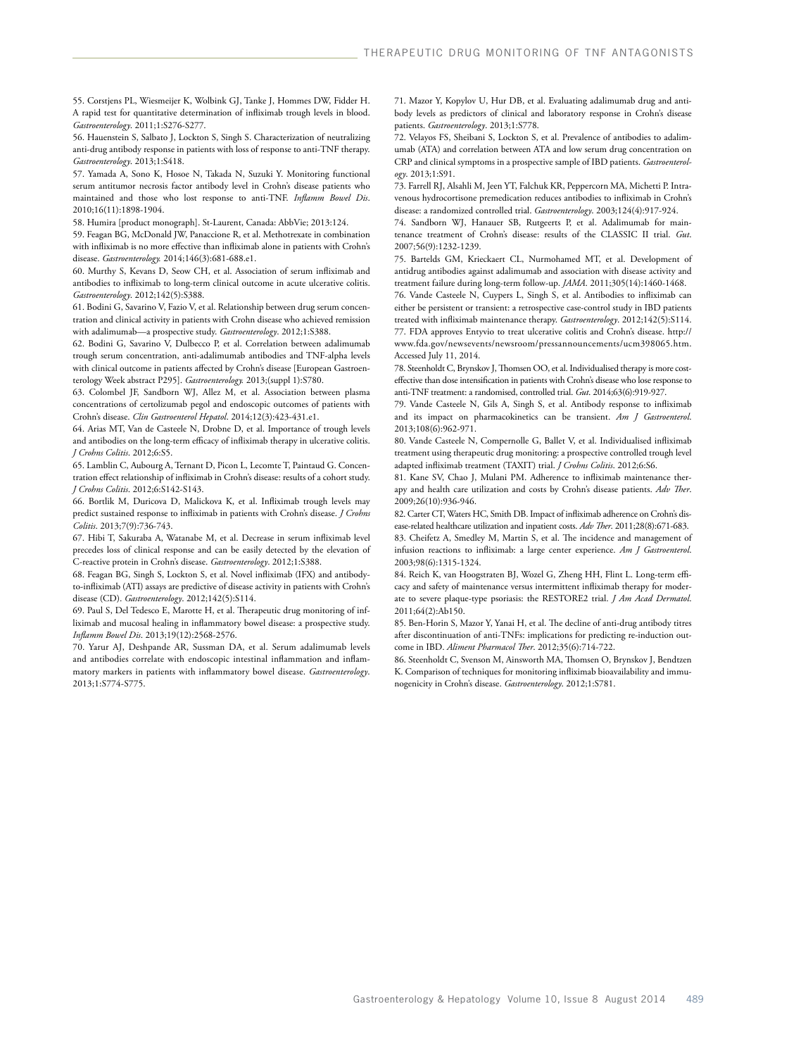55. Corstjens PL, Wiesmeijer K, Wolbink GJ, Tanke J, Hommes DW, Fidder H. A rapid test for quantitative determination of infliximab trough levels in blood. *Gastroenterology*. 2011;1:S276-S277.

56. Hauenstein S, Salbato J, Lockton S, Singh S. Characterization of neutralizing anti-drug antibody response in patients with loss of response to anti-TNF therapy. *Gastroenterology*. 2013;1:S418.

57. Yamada A, Sono K, Hosoe N, Takada N, Suzuki Y. Monitoring functional serum antitumor necrosis factor antibody level in Crohn's disease patients who maintained and those who lost response to anti-TNF. *Inflamm Bowel Dis*. 2010;16(11):1898-1904.

58. Humira [product monograph]. St-Laurent, Canada: AbbVie; 2013:124.

59. Feagan BG, McDonald JW, Panaccione R, et al. Methotrexate in combination with infliximab is no more effective than infliximab alone in patients with Crohn's disease. *Gastroenterology.* 2014;146(3):681-688.e1.

60. Murthy S, Kevans D, Seow CH, et al. Association of serum infliximab and antibodies to infliximab to long-term clinical outcome in acute ulcerative colitis. *Gastroenterology*. 2012;142(5):S388.

61. Bodini G, Savarino V, Fazio V, et al. Relationship between drug serum concentration and clinical activity in patients with Crohn disease who achieved remission with adalimumab—a prospective study. *Gastroenterology*. 2012;1:S388.

62. Bodini G, Savarino V, Dulbecco P, et al. Correlation between adalimumab trough serum concentration, anti-adalimumab antibodies and TNF-alpha levels with clinical outcome in patients affected by Crohn's disease [European Gastroenterology Week abstract P295]. *Gastroenterology.* 2013;(suppl 1):S780.

63. Colombel JF, Sandborn WJ, Allez M, et al. Association between plasma concentrations of certolizumab pegol and endoscopic outcomes of patients with Crohn's disease. *Clin Gastroenterol Hepatol*. 2014;12(3):423-431.e1.

64. Arias MT, Van de Casteele N, Drobne D, et al. Importance of trough levels and antibodies on the long-term efficacy of infliximab therapy in ulcerative colitis. *J Crohns Colitis*. 2012;6:S5.

65. Lamblin C, Aubourg A, Ternant D, Picon L, Lecomte T, Paintaud G. Concentration effect relationship of infliximab in Crohn's disease: results of a cohort study. *J Crohns Colitis*. 2012;6:S142-S143.

66. Bortlik M, Duricova D, Malickova K, et al. Infliximab trough levels may predict sustained response to infliximab in patients with Crohn's disease. *J Crohns Colitis*. 2013;7(9):736-743.

67. Hibi T, Sakuraba A, Watanabe M, et al. Decrease in serum infliximab level precedes loss of clinical response and can be easily detected by the elevation of C-reactive protein in Crohn's disease. *Gastroenterology*. 2012;1:S388.

68. Feagan BG, Singh S, Lockton S, et al. Novel infliximab (IFX) and antibody-to-infliximab (ATI) assays are predictive of disease activity in patients with Crohn's disease (CD). *Gastroenterology*. 2012;142(5):S114.

69. Paul S, Del Tedesco E, Marotte H, et al. Therapeutic drug monitoring of infliximab and mucosal healing in inflammatory bowel disease: a prospective study. *Inflamm Bowel Dis*. 2013;19(12):2568-2576.

70. Yarur AJ, Deshpande AR, Sussman DA, et al. Serum adalimumab levels and antibodies correlate with endoscopic intestinal inflammation and inflammatory markers in patients with inflammatory bowel disease. *Gastroenterology*. 2013;1:S774-S775.

71. Mazor Y, Kopylov U, Hur DB, et al. Evaluating adalimumab drug and antibody levels as predictors of clinical and laboratory response in Crohn's disease patients. *Gastroenterology*. 2013;1:S778.

72. Velayos FS, Sheibani S, Lockton S, et al. Prevalence of antibodies to adalimumab (ATA) and correlation between ATA and low serum drug concentration on CRP and clinical symptoms in a prospective sample of IBD patients. *Gastroenterology*. 2013;1:S91.

73. Farrell RJ, Alsahli M, Jeen YT, Falchuk KR, Peppercorn MA, Michetti P. Intravenous hydrocortisone premedication reduces antibodies to infliximab in Crohn's disease: a randomized controlled trial. *Gastroenterology*. 2003;124(4):917-924.

74. Sandborn WJ, Hanauer SB, Rutgeerts P, et al. Adalimumab for maintenance treatment of Crohn's disease: results of the CLASSIC II trial. *Gut*. 2007;56(9):1232-1239.

75. Bartelds GM, Krieckaert CL, Nurmohamed MT, et al. Development of antidrug antibodies against adalimumab and association with disease activity and treatment failure during long-term follow-up. *JAMA*. 2011;305(14):1460-1468.

76. Vande Casteele N, Cuypers L, Singh S, et al. Antibodies to infliximab can either be persistent or transient: a retrospective case-control study in IBD patients treated with infliximab maintenance therapy. *Gastroenterology*. 2012;142(5):S114.

77. FDA approves Entyvio to treat ulcerative colitis and Crohn's disease. http://www.fda.gov/newsevents/newsroom/pressannouncements/ucm398065.htm. Accessed July 11, 2014.

78. Steenholdt C, Brynskov J, Thomsen OO, et al. Individualised therapy is more cost-effective than dose intensification in patients with Crohn's disease who lose response to anti-TNF treatment: a randomised, controlled trial. *Gut*. 2014;63(6):919-927.

79. Vande Casteele N, Gils A, Singh S, et al. Antibody response to infliximab and its impact on pharmacokinetics can be transient. *Am J Gastroenterol*. 2013;108(6):962-971.

80. Vande Casteele N, Compernolle G, Ballet V, et al. Individualised infliximab treatment using therapeutic drug monitoring: a prospective controlled trough level adapted infliximab treatment (TAXIT) trial. *J Crohns Colitis*. 2012;6:S6.

81. Kane SV, Chao J, Mulani PM. Adherence to infliximab maintenance therapy and health care utilization and costs by Crohn's disease patients. *Adv Ther*. 2009;26(10):936-946.

82. Carter CT, Waters HC, Smith DB. Impact of infliximab adherence on Crohn's disease-related healthcare utilization and inpatient costs. *Adv Ther*. 2011;28(8):671-683.

83. Cheifetz A, Smedley M, Martin S, et al. The incidence and management of infusion reactions to infliximab: a large center experience. *Am J Gastroenterol*. 2003;98(6):1315-1324.

84. Reich K, van Hoogstraten BJ, Wozel G, Zheng HH, Flint L. Long-term efficacy and safety of maintenance versus intermittent infliximab therapy for moderate to severe plaque-type psoriasis: the RESTORE2 trial. *J Am Acad Dermatol*. 2011;64(2):Ab150.

85. Ben-Horin S, Mazor Y, Yanai H, et al. The decline of anti-drug antibody titres after discontinuation of anti-TNFs: implications for predicting re-induction outcome in IBD. *Aliment Pharmacol Ther*. 2012;35(6):714-722.

86. Steenholdt C, Svenson M, Ainsworth MA, Thomsen O, Brynskov J, Bendtzen K. Comparison of techniques for monitoring infliximab bioavailability and immunogenicity in Crohn's disease. *Gastroenterology*. 2012;1:S781.